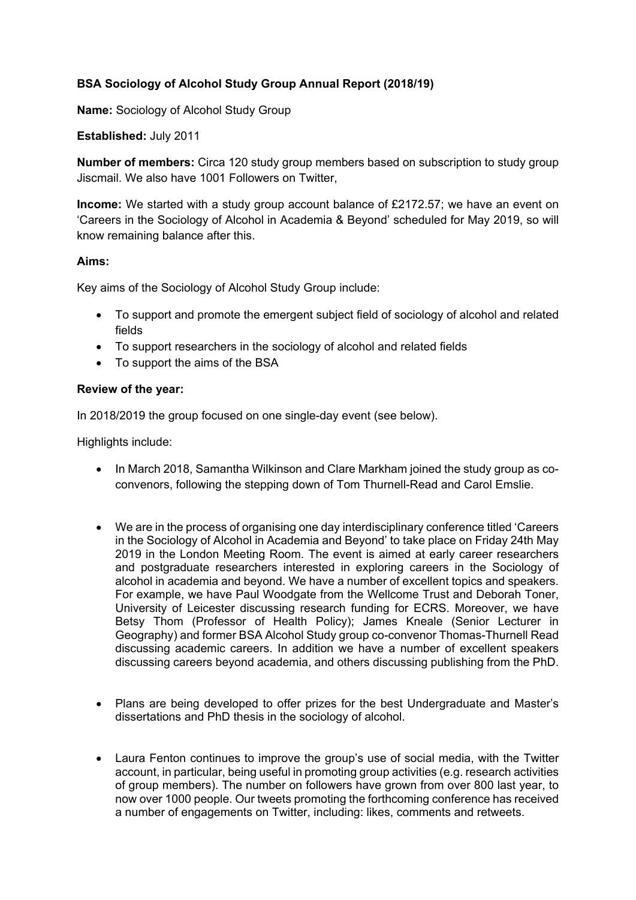**BSA Sociology of Alcohol Study Group Annual Report (2018/19)**

**Name:** Sociology of Alcohol Study Group

**Established:** July 2011

**Number of members:** Circa 120 study group members based on subscription to study group Jiscmail. We also have 1001 Followers on Twitter,

**Income:** We started with a study group account balance of £2172.57; we have an event on 'Careers in the Sociology of Alcohol in Academia & Beyond' scheduled for May 2019, so will know remaining balance after this.

**Aims:**

Key aims of the Sociology of Alcohol Study Group include:

- To support and promote the emergent subject field of sociology of alcohol and related fields
- To support researchers in the sociology of alcohol and related fields
- To support the aims of the BSA

**Review of the year:**

In 2018/2019 the group focused on one single-day event (see below).

Highlights include:

- In March 2018, Samantha Wilkinson and Clare Markham joined the study group as co-convenors, following the stepping down of Tom Thurnell-Read and Carol Emslie.

- We are in the process of organising one day interdisciplinary conference titled 'Careers in the Sociology of Alcohol in Academia and Beyond' to take place on Friday 24th May 2019 in the London Meeting Room. The event is aimed at early career researchers and postgraduate researchers interested in exploring careers in the Sociology of alcohol in academia and beyond. We have a number of excellent topics and speakers. For example, we have Paul Woodgate from the Wellcome Trust and Deborah Toner, University of Leicester discussing research funding for ECRS. Moreover, we have Betsy Thom (Professor of Health Policy); James Kneale (Senior Lecturer in Geography) and former BSA Alcohol Study group co-convenor Thomas-Thurnell Read discussing academic careers. In addition we have a number of excellent speakers discussing careers beyond academia, and others discussing publishing from the PhD.

- Plans are being developed to offer prizes for the best Undergraduate and Master's dissertations and PhD thesis in the sociology of alcohol.

- Laura Fenton continues to improve the group's use of social media, with the Twitter account, in particular, being useful in promoting group activities (e.g. research activities of group members). The number on followers have grown from over 800 last year, to now over 1000 people. Our tweets promoting the forthcoming conference has received a number of engagements on Twitter, including: likes, comments and retweets.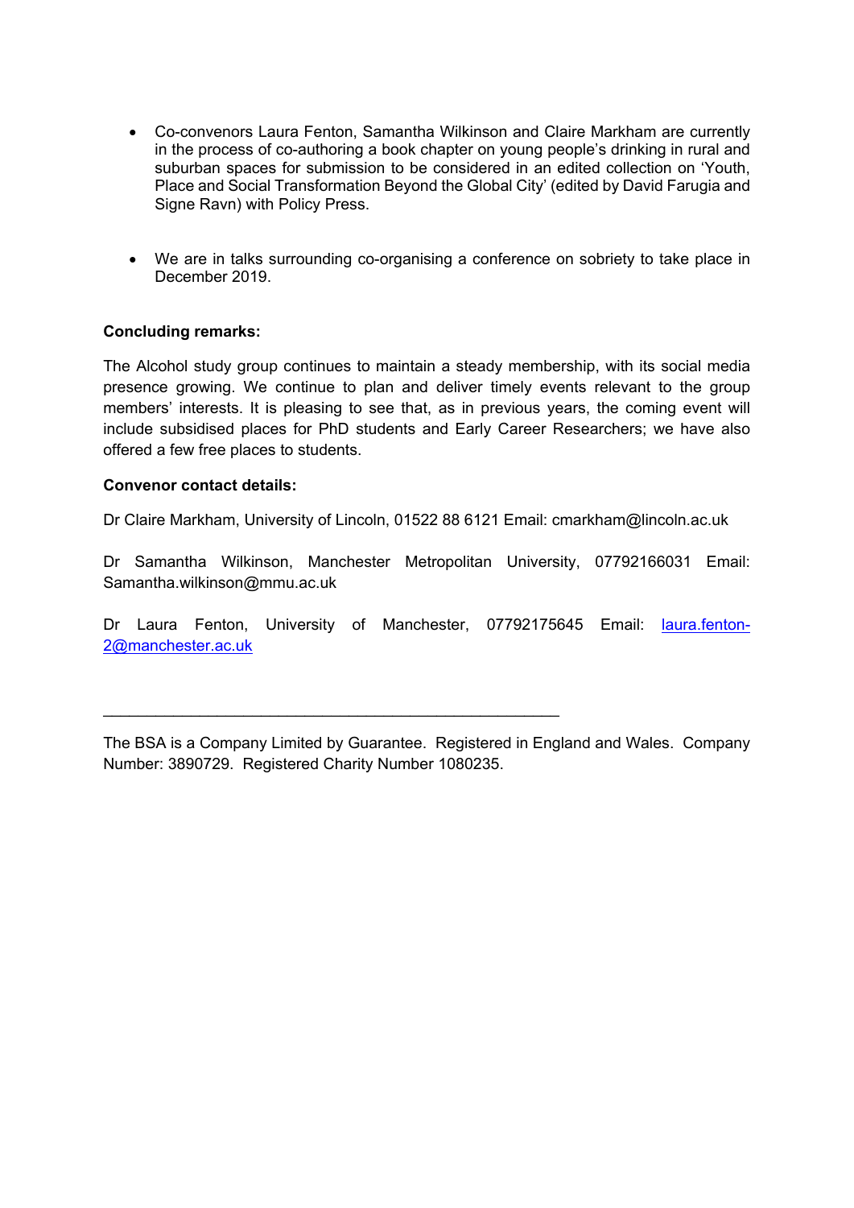- Co-convenors Laura Fenton, Samantha Wilkinson and Claire Markham are currently in the process of co-authoring a book chapter on young people's drinking in rural and suburban spaces for submission to be considered in an edited collection on 'Youth, Place and Social Transformation Beyond the Global City' (edited by David Farugia and Signe Ravn) with Policy Press.

- We are in talks surrounding co-organising a conference on sobriety to take place in December 2019.

**Concluding remarks:**

The Alcohol study group continues to maintain a steady membership, with its social media presence growing. We continue to plan and deliver timely events relevant to the group members' interests. It is pleasing to see that, as in previous years, the coming event will include subsidised places for PhD students and Early Career Researchers; we have also offered a few free places to students.

**Convenor contact details:**

Dr Claire Markham, University of Lincoln, 01522 88 6121 Email: cmarkham@lincoln.ac.uk

Dr Samantha Wilkinson, Manchester Metropolitan University, 07792166031 Email: Samantha.wilkinson@mmu.ac.uk

Dr Laura Fenton, University of Manchester, 07792175645 Email: laura.fenton-2@manchester.ac.uk

---

The BSA is a Company Limited by Guarantee. Registered in England and Wales. Company Number: 3890729. Registered Charity Number 1080235.